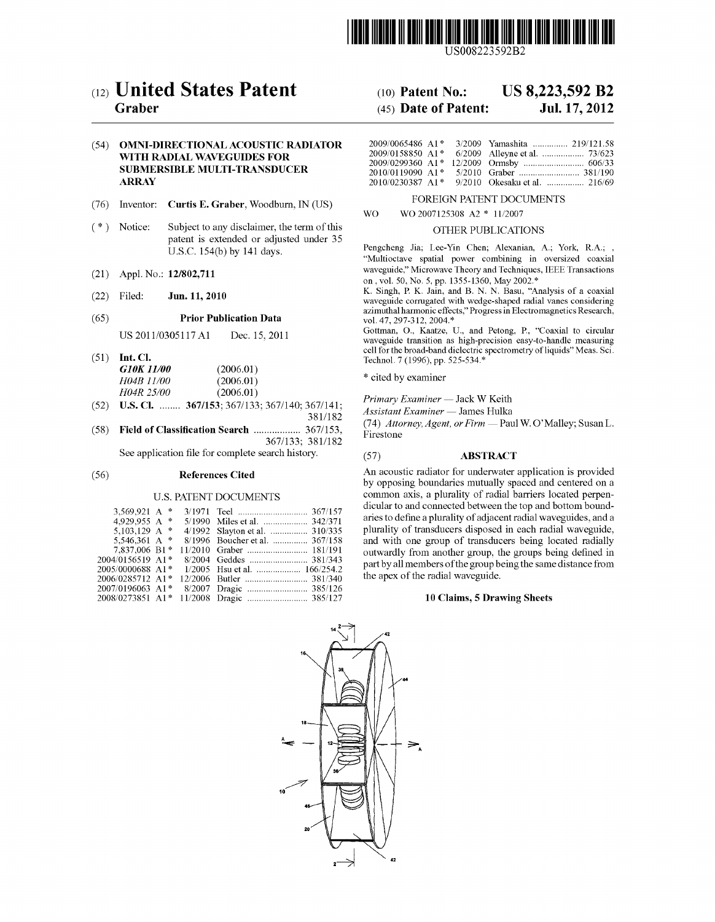US008223592B2

# (12) United States Patent
**Graber**

(10) **Patent No.:** **US 8,223,592 B2**

(45) **Date of Patent:** **Jul. 17, 2012**

(54) **OMNI-DIRECTIONAL ACOUSTIC RADIATOR WITH RADIAL WAVEGUIDES FOR SUBMERSIBLE MULTI-TRANSDUCER ARRAY**

(76) Inventor: **Curtis E. Graber**, Woodburn, IN (US)

( * ) Notice: Subject to any disclaimer, the term of this patent is extended or adjusted under 35 U.S.C. 154(b) by 141 days.

(21) Appl. No.: **12/802,711**

(22) Filed: **Jun. 11, 2010**

(65) **Prior Publication Data**

US 2011/0305117 A1 Dec. 15, 2011

(51) **Int. Cl.**
*G10K 11/00* (2006.01)
*H04B 11/00* (2006.01)
*H04R 25/00* (2006.01)

(52) **U.S. Cl.** ........ **367/153**; 367/133; 367/140; 367/141; 381/182

(58) **Field of Classification Search** .................. 367/153, 367/133; 381/182

See application file for complete search history.

(56) **References Cited**

U.S. PATENT DOCUMENTS

| | | | |
|---|---|---|---|
| 3,569,921 A * | 3/1971 | Teel | 367/157 |
| 4,929,955 A * | 5/1990 | Miles et al. | 342/371 |
| 5,103,129 A * | 4/1992 | Slayton et al. | 310/335 |
| 5,546,361 A * | 8/1996 | Boucher et al. | 367/158 |
| 7,837,006 B1 * | 11/2010 | Graber | 181/191 |
| 2004/0156519 A1 * | 8/2004 | Geddes | 381/343 |
| 2005/0000688 A1 * | 1/2005 | Hsu et al. | 166/254.2 |
| 2006/0285712 A1 * | 12/2006 | Butler | 381/340 |
| 2007/0196063 A1 * | 8/2007 | Dragic | 385/126 |
| 2008/0273851 A1 * | 11/2008 | Dragic | 385/127 |
| 2009/0065486 A1 * | 3/2009 | Yamashita | 219/121.58 |
| 2009/0158850 A1 * | 6/2009 | Alleyne et al. | 73/623 |
| 2009/0299360 A1 * | 12/2009 | Ormsby | 606/33 |
| 2010/0119090 A1 * | 5/2010 | Graber | 381/190 |
| 2010/0230387 A1 * | 9/2010 | Okesaku et al. | 216/69 |

FOREIGN PATENT DOCUMENTS

WO WO 2007125308 A2 * 11/2007

OTHER PUBLICATIONS

Pengcheng Jia; Lee-Yin Chen; Alexanian, A.; York, R.A.; , "Multioctave spatial power combining in oversized coaxial waveguide," Microwave Theory and Techniques, IEEE Transactions on , vol. 50, No. 5, pp. 1355-1360, May 2002.*

K. Singh, P. K. Jain, and B. N. N. Basu, "Analysis of a coaxial waveguide corrugated with wedge-shaped radial vanes considering azimuthal harmonic effects," Progress in Electromagnetics Research, vol. 47, 297-312, 2004.*

Gottman, O., Kaatze, U., and Petong, P., "Coaxial to circular waveguide transition as high-precision easy-to-handle measuring cell for the broad-band dielectric spectrometry of liquids" Meas. Sci. Technol. 7 (1996), pp. 525-534.*

\* cited by examiner

*Primary Examiner* — Jack W Keith
*Assistant Examiner* — James Hulka
(74) *Attorney, Agent, or Firm* — Paul W. O'Malley; Susan L. Firestone

(57) **ABSTRACT**

An acoustic radiator for underwater application is provided by opposing boundaries mutually spaced and centered on a common axis, a plurality of radial barriers located perpendicular to and connected between the top and bottom boundaries to define a plurality of adjacent radial waveguides, and a plurality of transducers disposed in each radial waveguide, and with one group of transducers being located radially outwardly from another group, the groups being defined in part by all members of the group being the same distance from the apex of the radial waveguide.

**10 Claims, 5 Drawing Sheets**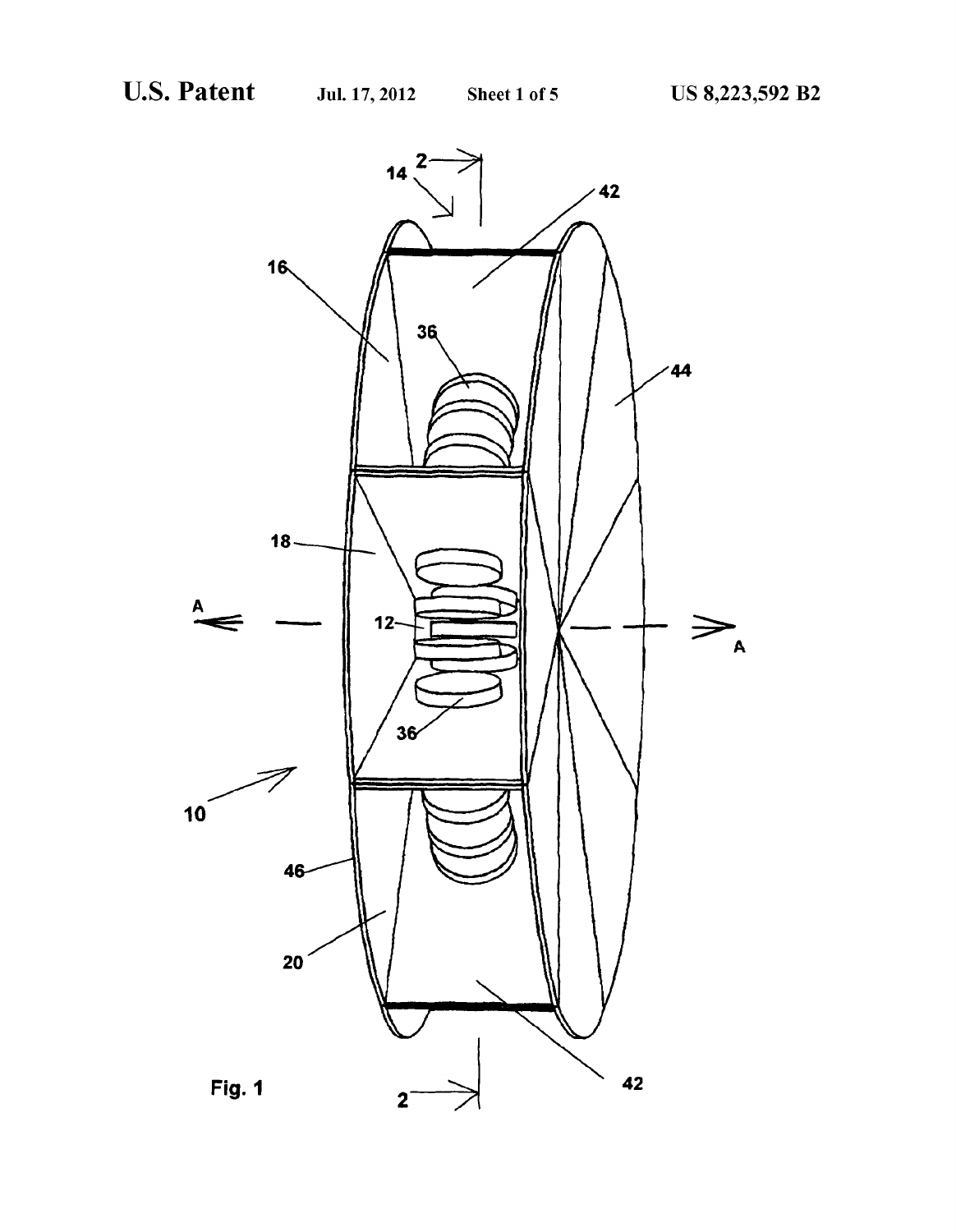Fig. 1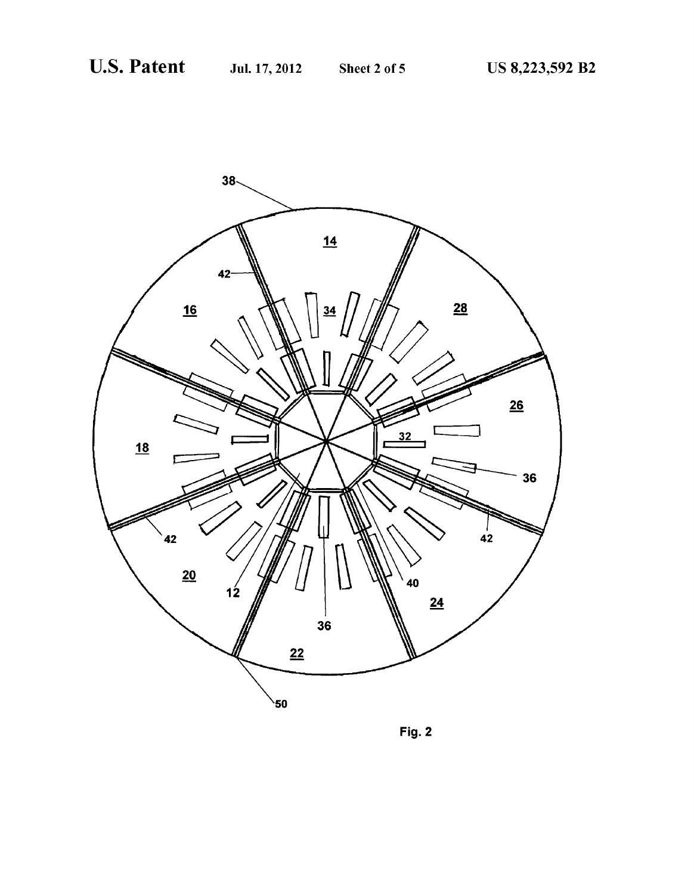38

14

42

16

34

28

26

18

32

36

42

42

20

12

36

40

24

22

50

Fig. 2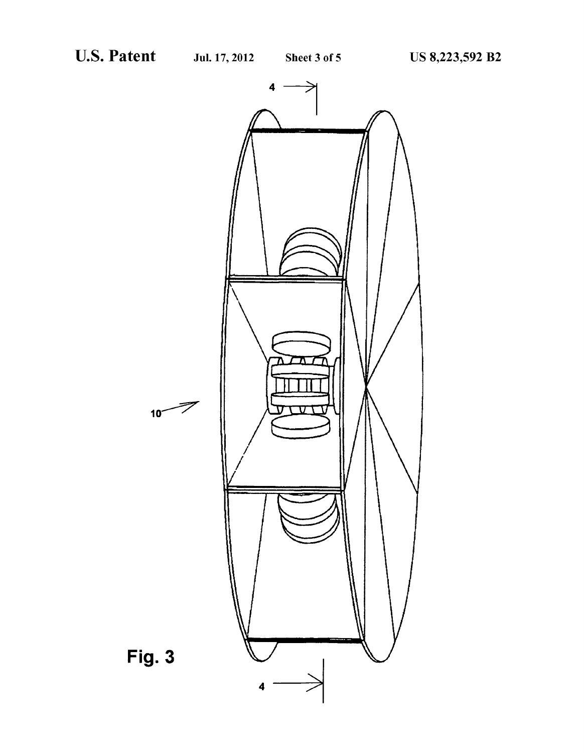4

10

Fig. 3

4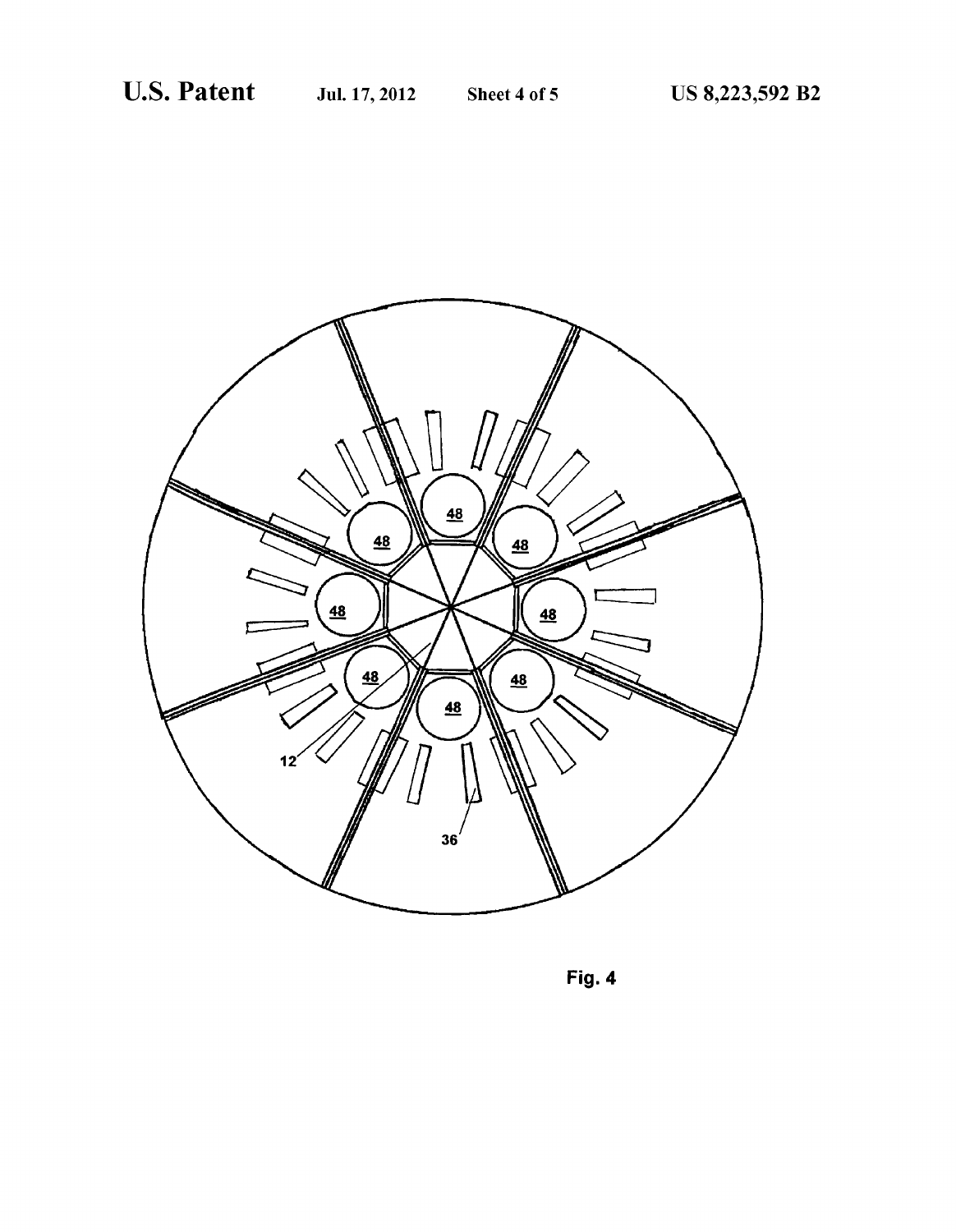Fig. 4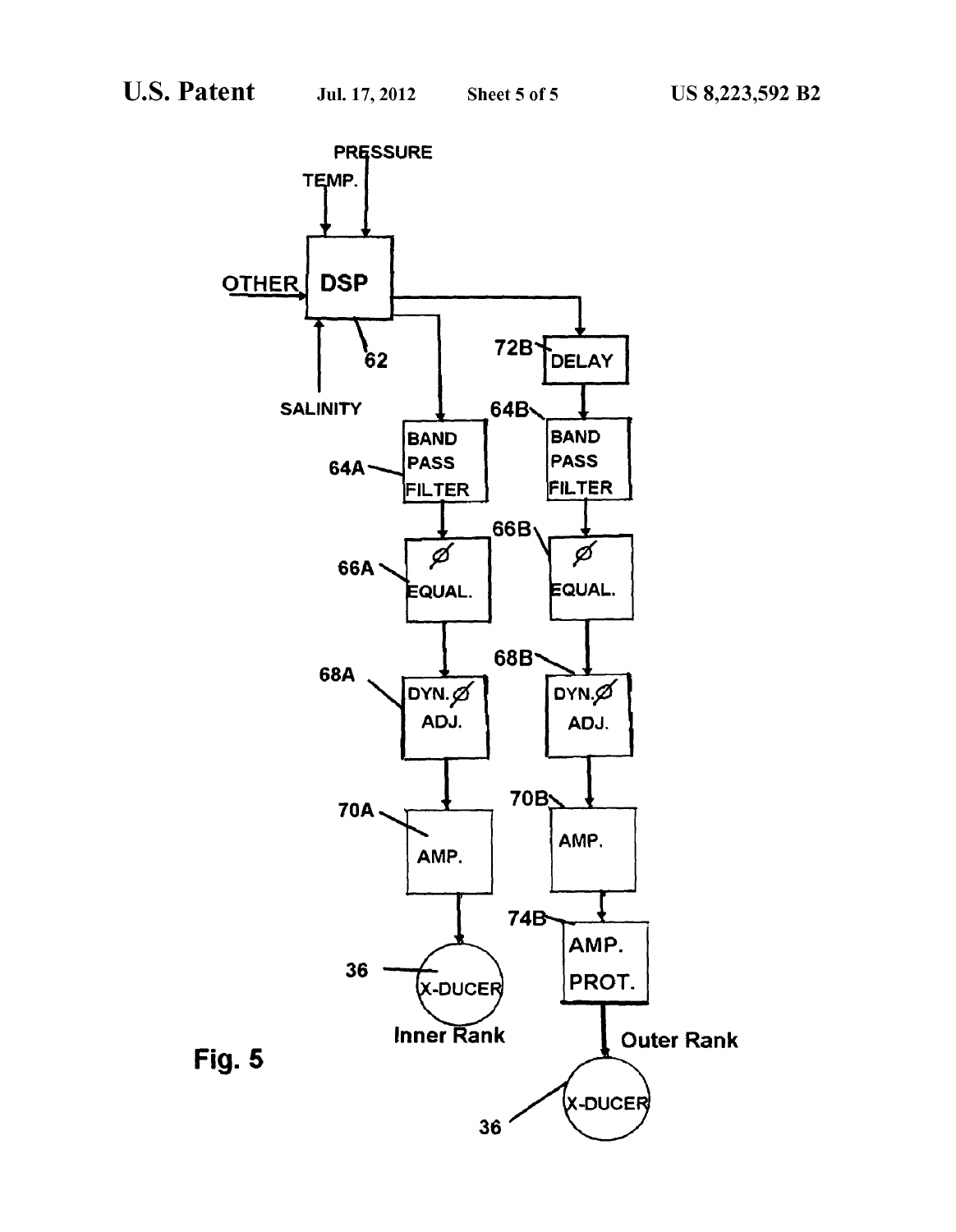PRESSURE

TEMP.

OTHER

DSP

62

SALINITY

72B

DELAY

64B

BAND PASS FILTER

64A

BAND PASS FILTER

66B

∅ EQUAL.

66A

∅ EQUAL.

68B

DYN. ∅ ADJ.

68A

DYN. ∅ ADJ.

70A

AMP.

70B

AMP.

74B

AMP. PROT.

36

X-DUCER

Inner Rank

Outer Rank

X-DUCER

36

Fig. 5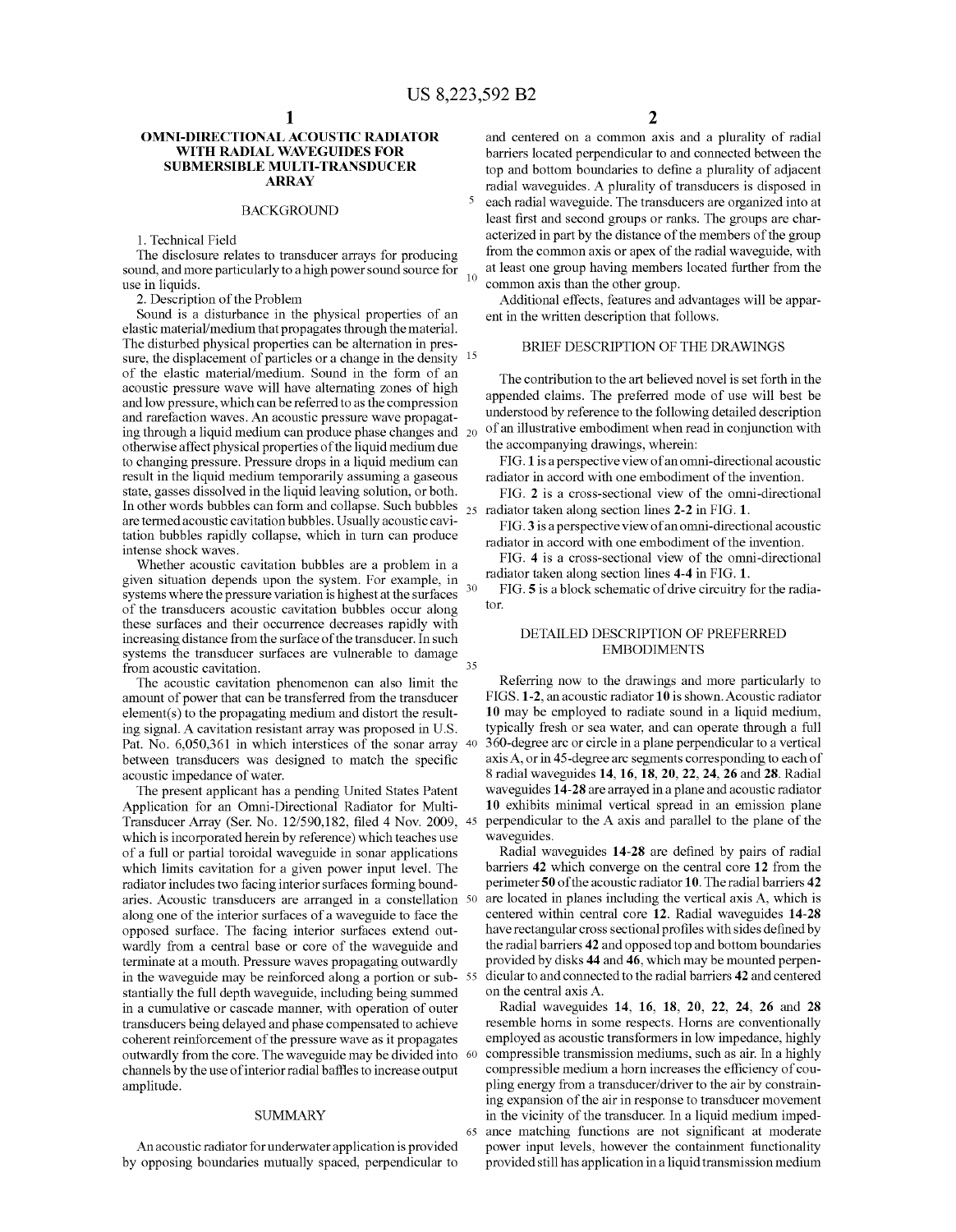# OMNI-DIRECTIONAL ACOUSTIC RADIATOR WITH RADIAL WAVEGUIDES FOR SUBMERSIBLE MULTI-TRANSDUCER ARRAY

## BACKGROUND

1. Technical Field

The disclosure relates to transducer arrays for producing sound, and more particularly to a high power sound source for use in liquids.

2. Description of the Problem

Sound is a disturbance in the physical properties of an elastic material/medium that propagates through the material. The disturbed physical properties can be alternation in pressure, the displacement of particles or a change in the density of the elastic material/medium. Sound in the form of an acoustic pressure wave will have alternating zones of high and low pressure, which can be referred to as the compression and rarefaction waves. An acoustic pressure wave propagating through a liquid medium can produce phase changes and otherwise affect physical properties of the liquid medium due to changing pressure. Pressure drops in a liquid medium can result in the liquid medium temporarily assuming a gaseous state, gasses dissolved in the liquid leaving solution, or both. In other words bubbles can form and collapse. Such bubbles are termed acoustic cavitation bubbles. Usually acoustic cavitation bubbles rapidly collapse, which in turn can produce intense shock waves.

Whether acoustic cavitation bubbles are a problem in a given situation depends upon the system. For example, in systems where the pressure variation is highest at the surfaces of the transducers acoustic cavitation bubbles occur along these surfaces and their occurrence decreases rapidly with increasing distance from the surface of the transducer. In such systems the transducer surfaces are vulnerable to damage from acoustic cavitation.

The acoustic cavitation phenomenon can also limit the amount of power that can be transferred from the transducer element(s) to the propagating medium and distort the resulting signal. A cavitation resistant array was proposed in U.S. Pat. No. 6,050,361 in which interstices of the sonar array between transducers was designed to match the specific acoustic impedance of water.

The present applicant has a pending United States Patent Application for an Omni-Directional Radiator for Multi-Transducer Array (Ser. No. 12/590,182, filed 4 Nov. 2009, which is incorporated herein by reference) which teaches use of a full or partial toroidal waveguide in sonar applications which limits cavitation for a given power input level. The radiator includes two facing interior surfaces forming boundaries. Acoustic transducers are arranged in a constellation along one of the interior surfaces of a waveguide to face the opposed surface. The facing interior surfaces extend outwardly from a central base or core of the waveguide and terminate at a mouth. Pressure waves propagating outwardly in the waveguide may be reinforced along a portion or substantially the full depth waveguide, including being summed in a cumulative or cascade manner, with operation of outer transducers being delayed and phase compensated to achieve coherent reinforcement of the pressure wave as it propagates outwardly from the core. The waveguide may be divided into channels by the use of interior radial baffles to increase output amplitude.

## SUMMARY

An acoustic radiator for underwater application is provided by opposing boundaries mutually spaced, perpendicular to and centered on a common axis and a plurality of radial barriers located perpendicular to and connected between the top and bottom boundaries to define a plurality of adjacent radial waveguides. A plurality of transducers is disposed in each radial waveguide. The transducers are organized into at least first and second groups or ranks. The groups are characterized in part by the distance of the members of the group from the common axis or apex of the radial waveguide, with at least one group having members located further from the common axis than the other group.

Additional effects, features and advantages will be apparent in the written description that follows.

## BRIEF DESCRIPTION OF THE DRAWINGS

The contribution to the art believed novel is set forth in the appended claims. The preferred mode of use will best be understood by reference to the following detailed description of an illustrative embodiment when read in conjunction with the accompanying drawings, wherein:

FIG. 1 is a perspective view of an omni-directional acoustic radiator in accord with one embodiment of the invention.

FIG. 2 is a cross-sectional view of the omni-directional radiator taken along section lines 2-2 in FIG. 1.

FIG. 3 is a perspective view of an omni-directional acoustic radiator in accord with one embodiment of the invention.

FIG. 4 is a cross-sectional view of the omni-directional radiator taken along section lines 4-4 in FIG. 1.

FIG. 5 is a block schematic of drive circuitry for the radiator.

## DETAILED DESCRIPTION OF PREFERRED EMBODIMENTS

Referring now to the drawings and more particularly to FIGS. 1-2, an acoustic radiator 10 is shown. Acoustic radiator 10 may be employed to radiate sound in a liquid medium, typically fresh or sea water, and can operate through a full 360-degree arc or circle in a plane perpendicular to a vertical axis A, or in 45-degree arc segments corresponding to each of 8 radial waveguides 14, 16, 18, 20, 22, 24, 26 and 28. Radial waveguides 14-28 are arrayed in a plane and acoustic radiator 10 exhibits minimal vertical spread in an emission plane perpendicular to the A axis and parallel to the plane of the waveguides.

Radial waveguides 14-28 are defined by pairs of radial barriers 42 which converge on the central core 12 from the perimeter 50 of the acoustic radiator 10. The radial barriers 42 are located in planes including the vertical axis A, which is centered within central core 12. Radial waveguides 14-28 have rectangular cross sectional profiles with sides defined by the radial barriers 42 and opposed top and bottom boundaries provided by disks 44 and 46, which may be mounted perpendicular to and connected to the radial barriers 42 and centered on the central axis A.

Radial waveguides 14, 16, 18, 20, 22, 24, 26 and 28 resemble horns in some respects. Horns are conventionally employed as acoustic transformers in low impedance, highly compressible transmission mediums, such as air. In a highly compressible medium a horn increases the efficiency of coupling energy from a transducer/driver to the air by constraining expansion of the air in response to transducer movement in the vicinity of the transducer. In a liquid medium impedance matching functions are not significant at moderate power input levels, however the containment functionality provided still has application in a liquid transmission medium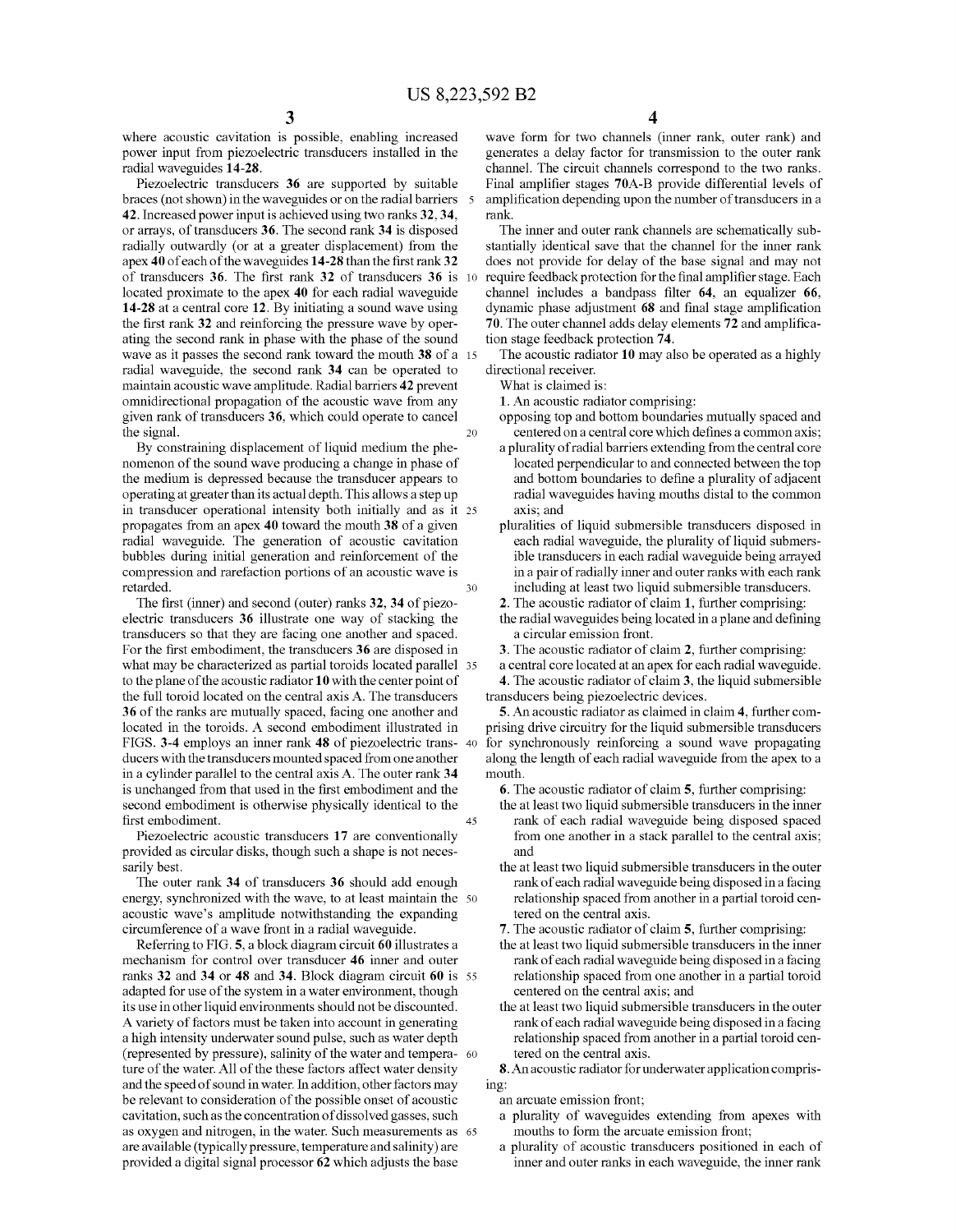where acoustic cavitation is possible, enabling increased power input from piezoelectric transducers installed in the radial waveguides **14-28**.

Piezoelectric transducers **36** are supported by suitable braces (not shown) in the waveguides or on the radial barriers **42**. Increased power input is achieved using two ranks **32, 34**, or arrays, of transducers **36**. The second rank **34** is disposed radially outwardly (or at a greater displacement) from the apex **40** of each of the waveguides **14-28** than the first rank **32** of transducers **36**. The first rank **32** of transducers **36** is located proximate to the apex **40** for each radial waveguide **14-28** at a central core **12**. By initiating a sound wave using the first rank **32** and reinforcing the pressure wave by operating the second rank in phase with the phase of the sound wave as it passes the second rank toward the mouth **38** of a radial waveguide, the second rank **34** can be operated to maintain acoustic wave amplitude. Radial barriers **42** prevent omnidirectional propagation of the acoustic wave from any given rank of transducers **36**, which could operate to cancel the signal.

By constraining displacement of liquid medium the phenomenon of the sound wave producing a change in phase of the medium is depressed because the transducer appears to operating at greater than its actual depth. This allows a step up in transducer operational intensity both initially and as it propagates from an apex **40** toward the mouth **38** of a given radial waveguide. The generation of acoustic cavitation bubbles during initial generation and reinforcement of the compression and rarefaction portions of an acoustic wave is retarded.

The first (inner) and second (outer) ranks **32, 34** of piezoelectric transducers **36** illustrate one way of stacking the transducers so that they are facing one another and spaced. For the first embodiment, the transducers **36** are disposed in what may be characterized as partial toroids located parallel to the plane of the acoustic radiator **10** with the center point of the full toroid located on the central axis A. The transducers **36** of the ranks are mutually spaced, facing one another and located in the toroids. A second embodiment illustrated in FIGS. **3-4** employs an inner rank **48** of piezoelectric transducers with the transducers mounted spaced from one another in a cylinder parallel to the central axis A. The outer rank **34** is unchanged from that used in the first embodiment and the second embodiment is otherwise physically identical to the first embodiment.

Piezoelectric acoustic transducers **17** are conventionally provided as circular disks, though such a shape is not necessarily best.

The outer rank **34** of transducers **36** should add enough energy, synchronized with the wave, to at least maintain the acoustic wave's amplitude notwithstanding the expanding circumference of a wave front in a radial waveguide.

Referring to FIG. **5**, a block diagram circuit **60** illustrates a mechanism for control over transducer **46** inner and outer ranks **32** and **34** or **48** and **34**. Block diagram circuit **60** is adapted for use of the system in a water environment, though its use in other liquid environments should not be discounted. A variety of factors must be taken into account in generating a high intensity underwater sound pulse, such as water depth (represented by pressure), salinity of the water and temperature of the water. All of the these factors affect water density and the speed of sound in water. In addition, other factors may be relevant to consideration of the possible onset of acoustic cavitation, such as the concentration of dissolved gasses, such as oxygen and nitrogen, in the water. Such measurements as are available (typically pressure, temperature and salinity) are provided a digital signal processor **62** which adjusts the base wave form for two channels (inner rank, outer rank) and generates a delay factor for transmission to the outer rank channel. The circuit channels correspond to the two ranks. Final amplifier stages **70**A-B provide differential levels of amplification depending upon the number of transducers in a rank.

The inner and outer rank channels are schematically substantially identical save that the channel for the inner rank does not provide for delay of the base signal and may not require feedback protection for the final amplifier stage. Each channel includes a bandpass filter **64**, an equalizer **66**, dynamic phase adjustment **68** and final stage amplification **70**. The outer channel adds delay elements **72** and amplification stage feedback protection **74**.

The acoustic radiator **10** may also be operated as a highly directional receiver.

What is claimed is:

**1**. An acoustic radiator comprising:
- opposing top and bottom boundaries mutually spaced and centered on a central core which defines a common axis;
- a plurality of radial barriers extending from the central core located perpendicular to and connected between the top and bottom boundaries to define a plurality of adjacent radial waveguides having mouths distal to the common axis; and
- pluralities of liquid submersible transducers disposed in each radial waveguide, the plurality of liquid submersible transducers in each radial waveguide being arrayed in a pair of radially inner and outer ranks with each rank including at least two liquid submersible transducers.

**2**. The acoustic radiator of claim **1**, further comprising:
- the radial waveguides being located in a plane and defining a circular emission front.

**3**. The acoustic radiator of claim **2**, further comprising:
- a central core located at an apex for each radial waveguide.

**4**. The acoustic radiator of claim **3**, the liquid submersible transducers being piezoelectric devices.

**5**. An acoustic radiator as claimed in claim **4**, further comprising drive circuitry for the liquid submersible transducers for synchronously reinforcing a sound wave propagating along the length of each radial waveguide from the apex to a mouth.

**6**. The acoustic radiator of claim **5**, further comprising:
- the at least two liquid submersible transducers in the inner rank of each radial waveguide being disposed spaced from one another in a stack parallel to the central axis; and
- the at least two liquid submersible transducers in the outer rank of each radial waveguide being disposed in a facing relationship spaced from another in a partial toroid centered on the central axis.

**7**. The acoustic radiator of claim **5**, further comprising:
- the at least two liquid submersible transducers in the inner rank of each radial waveguide being disposed in a facing relationship spaced from one another in a partial toroid centered on the central axis; and
- the at least two liquid submersible transducers in the outer rank of each radial waveguide being disposed in a facing relationship spaced from another in a partial toroid centered on the central axis.

**8**. An acoustic radiator for underwater application comprising:
- an arcuate emission front;
- a plurality of waveguides extending from apexes with mouths to form the arcuate emission front;
- a plurality of acoustic transducers positioned in each of inner and outer ranks in each waveguide, the inner rank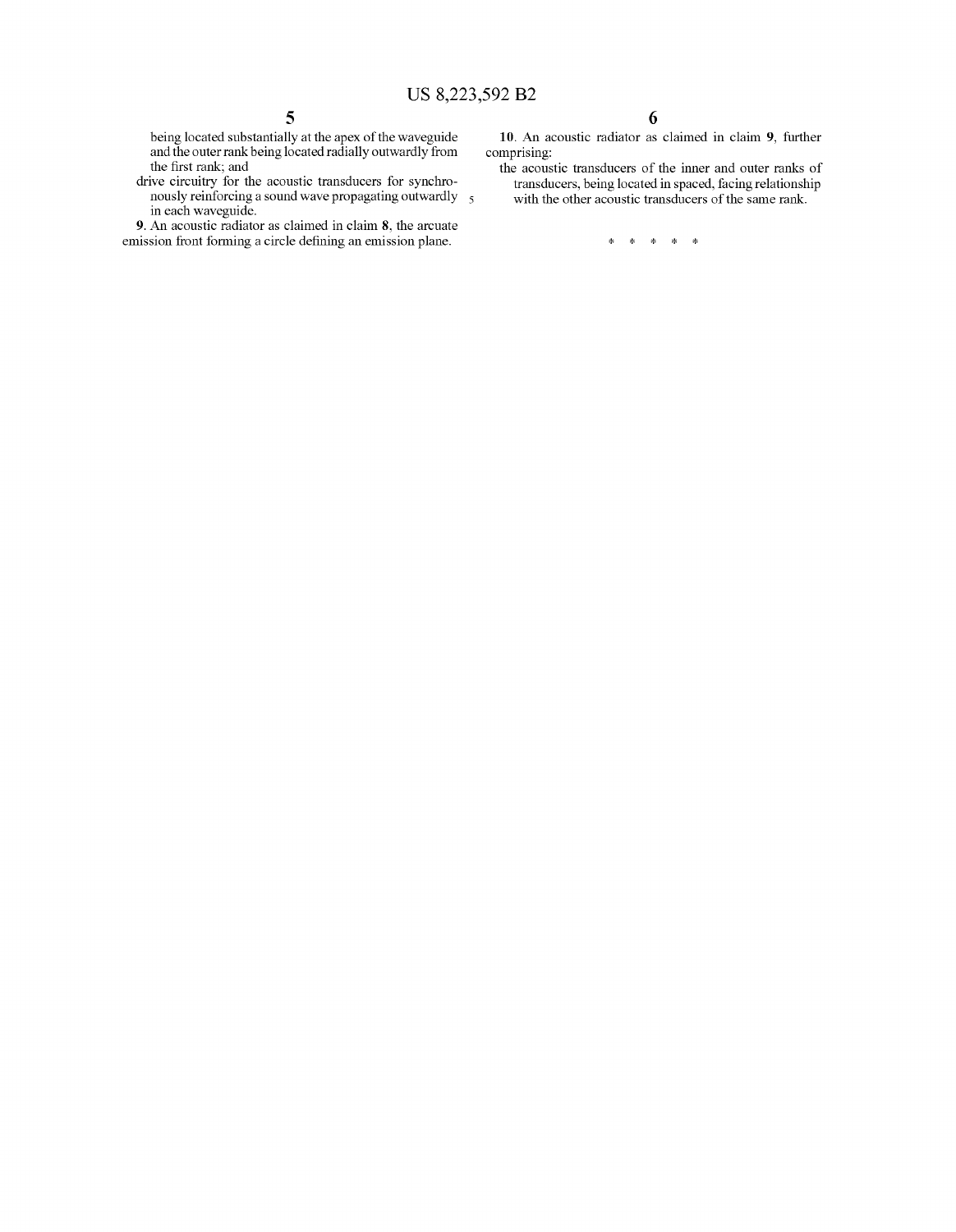being located substantially at the apex of the waveguide and the outer rank being located radially outwardly from the first rank; and

drive circuitry for the acoustic transducers for synchronously reinforcing a sound wave propagating outwardly in each waveguide.

**9**. An acoustic radiator as claimed in claim **8**, the arcuate emission front forming a circle defining an emission plane.

**10**. An acoustic radiator as claimed in claim **9**, further comprising:

the acoustic transducers of the inner and outer ranks of transducers, being located in spaced, facing relationship with the other acoustic transducers of the same rank.

* * * * *